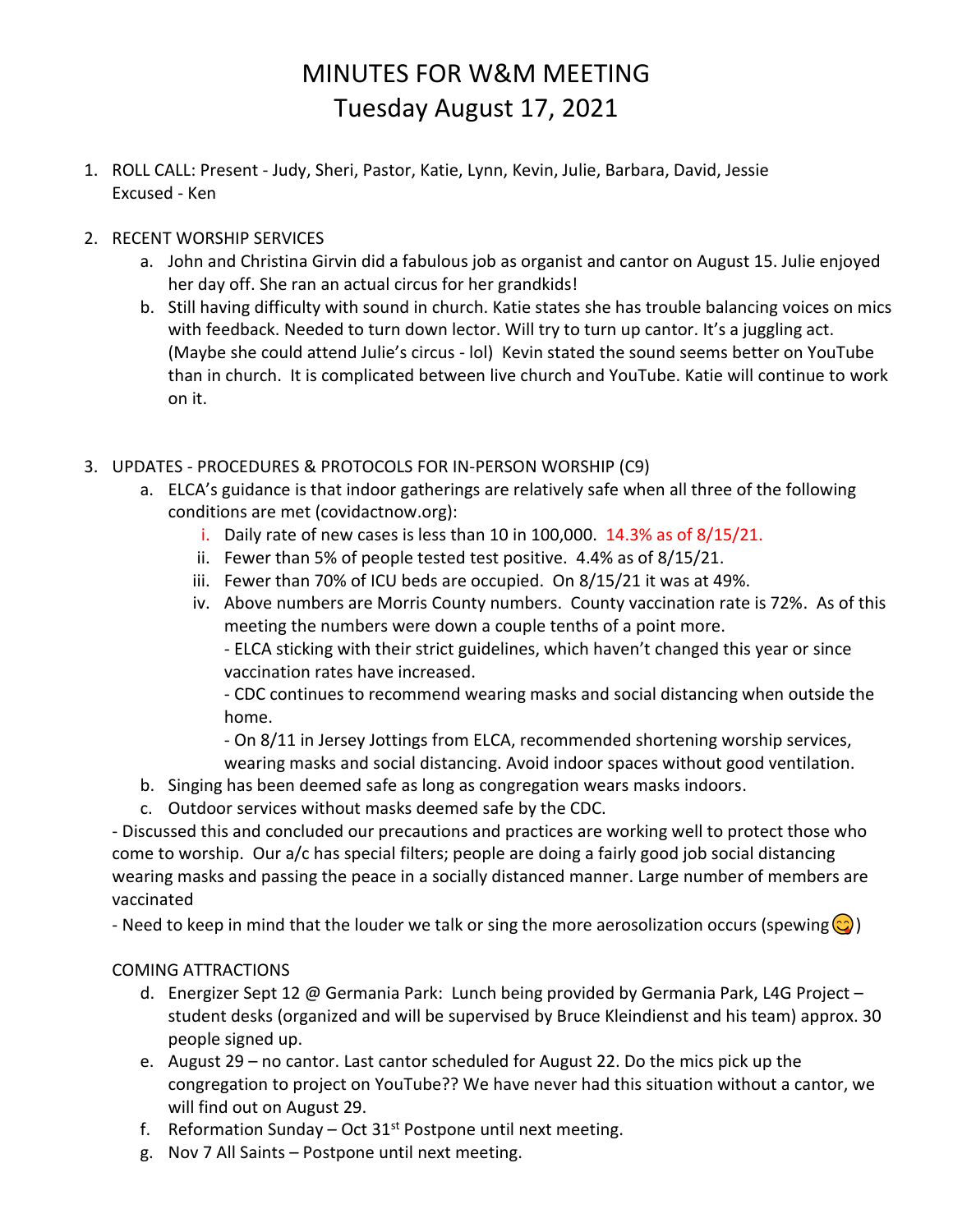# MINUTES FOR W&M MEETING
# Tuesday August 17, 2021

1. ROLL CALL: Present - Judy, Sheri, Pastor, Katie, Lynn, Kevin, Julie, Barbara, David, Jessie
   Excused - Ken

2. RECENT WORSHIP SERVICES
   a. John and Christina Girvin did a fabulous job as organist and cantor on August 15. Julie enjoyed her day off. She ran an actual circus for her grandkids!
   b. Still having difficulty with sound in church. Katie states she has trouble balancing voices on mics with feedback. Needed to turn down lector. Will try to turn up cantor. It's a juggling act. (Maybe she could attend Julie's circus - lol) Kevin stated the sound seems better on YouTube than in church. It is complicated between live church and YouTube. Katie will continue to work on it.

3. UPDATES - PROCEDURES & PROTOCOLS FOR IN-PERSON WORSHIP (C9)
   a. ELCA's guidance is that indoor gatherings are relatively safe when all three of the following conditions are met (covidactnow.org):
      i. Daily rate of new cases is less than 10 in 100,000. 14.3% as of 8/15/21.
      ii. Fewer than 5% of people tested test positive. 4.4% as of 8/15/21.
      iii. Fewer than 70% of ICU beds are occupied. On 8/15/21 it was at 49%.
      iv. Above numbers are Morris County numbers. County vaccination rate is 72%. As of this meeting the numbers were down a couple tenths of a point more.
         - ELCA sticking with their strict guidelines, which haven't changed this year or since vaccination rates have increased.
         - CDC continues to recommend wearing masks and social distancing when outside the home.
         - On 8/11 in Jersey Jottings from ELCA, recommended shortening worship services, wearing masks and social distancing. Avoid indoor spaces without good ventilation.
   b. Singing has been deemed safe as long as congregation wears masks indoors.
   c. Outdoor services without masks deemed safe by the CDC.

- Discussed this and concluded our precautions and practices are working well to protect those who come to worship. Our a/c has special filters; people are doing a fairly good job social distancing wearing masks and passing the peace in a socially distanced manner. Large number of members are vaccinated
- Need to keep in mind that the louder we talk or sing the more aerosolization occurs (spewing 😋)

COMING ATTRACTIONS

   d. Energizer Sept 12 @ Germania Park: Lunch being provided by Germania Park, L4G Project – student desks (organized and will be supervised by Bruce Kleindienst and his team) approx. 30 people signed up.
   e. August 29 – no cantor. Last cantor scheduled for August 22. Do the mics pick up the congregation to project on YouTube?? We have never had this situation without a cantor, we will find out on August 29.
   f. Reformation Sunday – Oct 31st Postpone until next meeting.
   g. Nov 7 All Saints – Postpone until next meeting.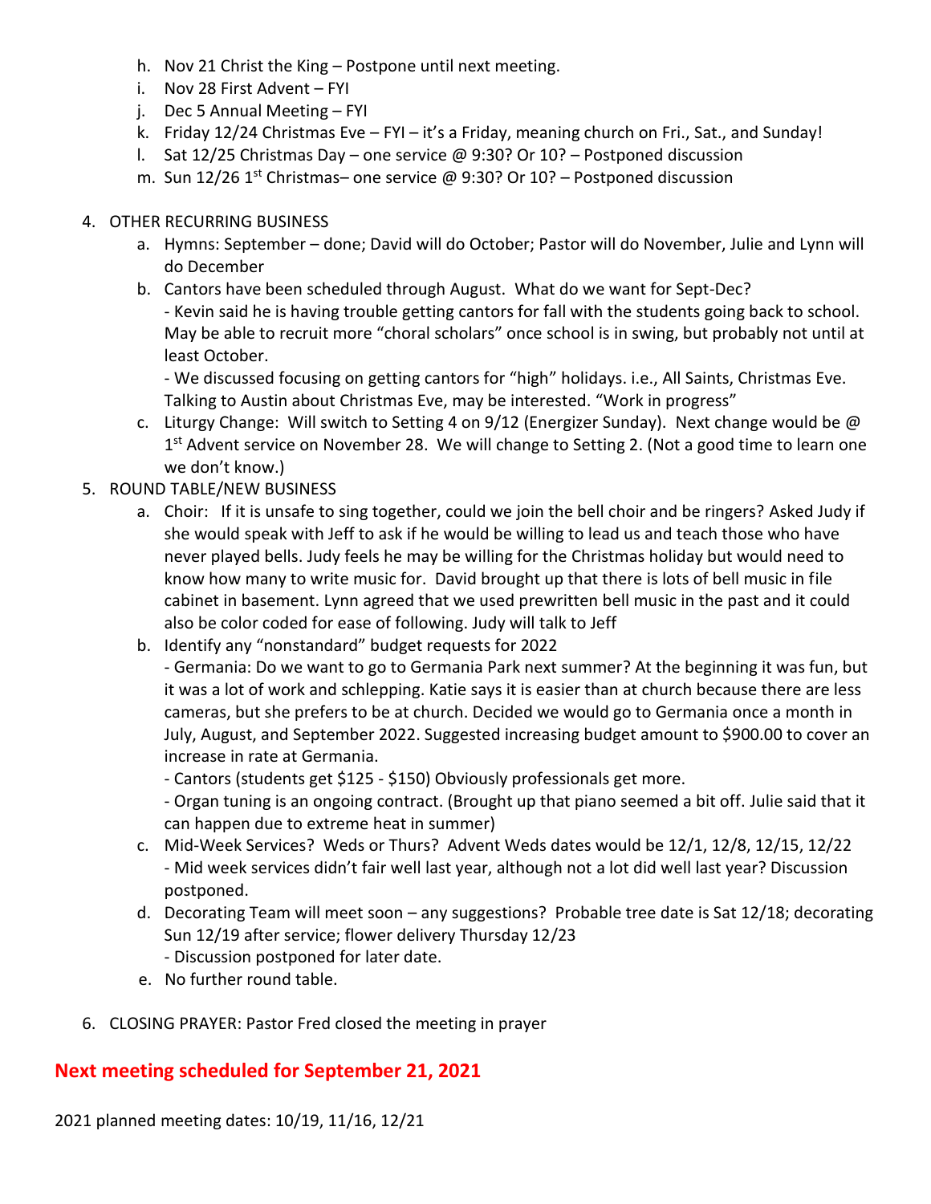h. Nov 21 Christ the King – Postpone until next meeting.
i. Nov 28 First Advent – FYI
j. Dec 5 Annual Meeting – FYI
k. Friday 12/24 Christmas Eve – FYI – it's a Friday, meaning church on Fri., Sat., and Sunday!
l. Sat 12/25 Christmas Day – one service @ 9:30? Or 10? – Postponed discussion
m. Sun 12/26 1st Christmas– one service @ 9:30? Or 10? – Postponed discussion

4. OTHER RECURRING BUSINESS
   a. Hymns: September – done; David will do October; Pastor will do November, Julie and Lynn will do December
   b. Cantors have been scheduled through August. What do we want for Sept-Dec?
      - Kevin said he is having trouble getting cantors for fall with the students going back to school. May be able to recruit more "choral scholars" once school is in swing, but probably not until at least October.
      - We discussed focusing on getting cantors for "high" holidays. i.e., All Saints, Christmas Eve. Talking to Austin about Christmas Eve, may be interested. "Work in progress"
   c. Liturgy Change: Will switch to Setting 4 on 9/12 (Energizer Sunday). Next change would be @ 1st Advent service on November 28. We will change to Setting 2. (Not a good time to learn one we don't know.)
5. ROUND TABLE/NEW BUSINESS
   a. Choir: If it is unsafe to sing together, could we join the bell choir and be ringers? Asked Judy if she would speak with Jeff to ask if he would be willing to lead us and teach those who have never played bells. Judy feels he may be willing for the Christmas holiday but would need to know how many to write music for. David brought up that there is lots of bell music in file cabinet in basement. Lynn agreed that we used prewritten bell music in the past and it could also be color coded for ease of following. Judy will talk to Jeff
   b. Identify any "nonstandard" budget requests for 2022
      - Germania: Do we want to go to Germania Park next summer? At the beginning it was fun, but it was a lot of work and schlepping. Katie says it is easier than at church because there are less cameras, but she prefers to be at church. Decided we would go to Germania once a month in July, August, and September 2022. Suggested increasing budget amount to $900.00 to cover an increase in rate at Germania.
      - Cantors (students get $125 - $150) Obviously professionals get more.
      - Organ tuning is an ongoing contract. (Brought up that piano seemed a bit off. Julie said that it can happen due to extreme heat in summer)
   c. Mid-Week Services? Weds or Thurs? Advent Weds dates would be 12/1, 12/8, 12/15, 12/22
      - Mid week services didn't fair well last year, although not a lot did well last year? Discussion postponed.
   d. Decorating Team will meet soon – any suggestions? Probable tree date is Sat 12/18; decorating Sun 12/19 after service; flower delivery Thursday 12/23
      - Discussion postponed for later date.
   e. No further round table.

6. CLOSING PRAYER: Pastor Fred closed the meeting in prayer

## Next meeting scheduled for September 21, 2021

2021 planned meeting dates: 10/19, 11/16, 12/21